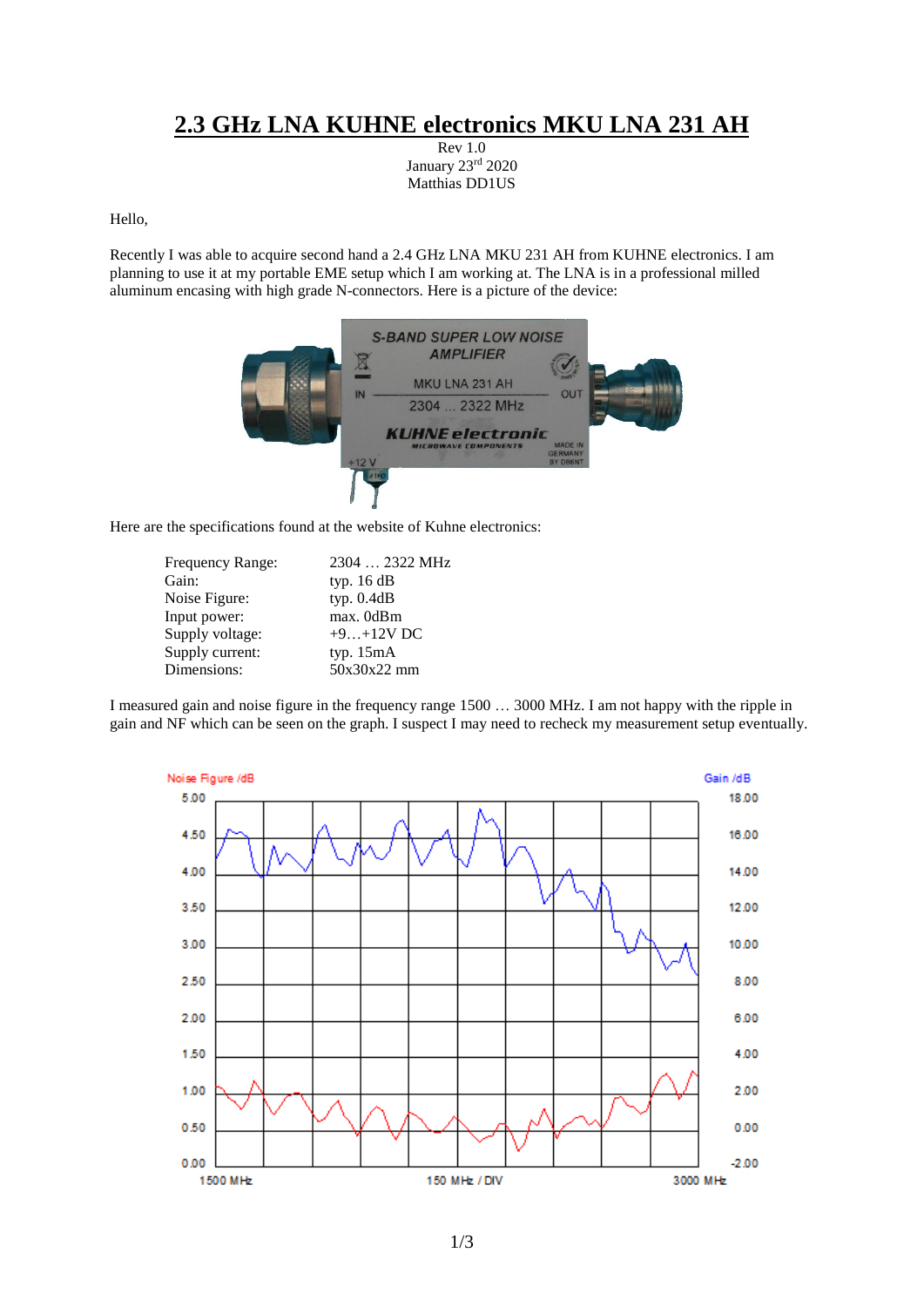# 2.3 GHz LNA KUHNE electronics MKU LNA 231 AH

Rev 1.0
January 23rd 2020
Matthias DD1US

Hello,

Recently I was able to acquire second hand a 2.4 GHz LNA MKU 231 AH from KUHNE electronics. I am planning to use it at my portable EME setup which I am working at. The LNA is in a professional milled aluminum encasing with high grade N-connectors. Here is a picture of the device:

Here are the specifications found at the website of Kuhne electronics:

| | |
|---|---|
| Frequency Range: | 2304 … 2322 MHz |
| Gain: | typ. 16 dB |
| Noise Figure: | typ. 0.4dB |
| Input power: | max. 0dBm |
| Supply voltage: | +9…+12V DC |
| Supply current: | typ. 15mA |
| Dimensions: | 50x30x22 mm |

I measured gain and noise figure in the frequency range 1500 … 3000 MHz. I am not happy with the ripple in gain and NF which can be seen on the graph. I suspect I may need to recheck my measurement setup eventually.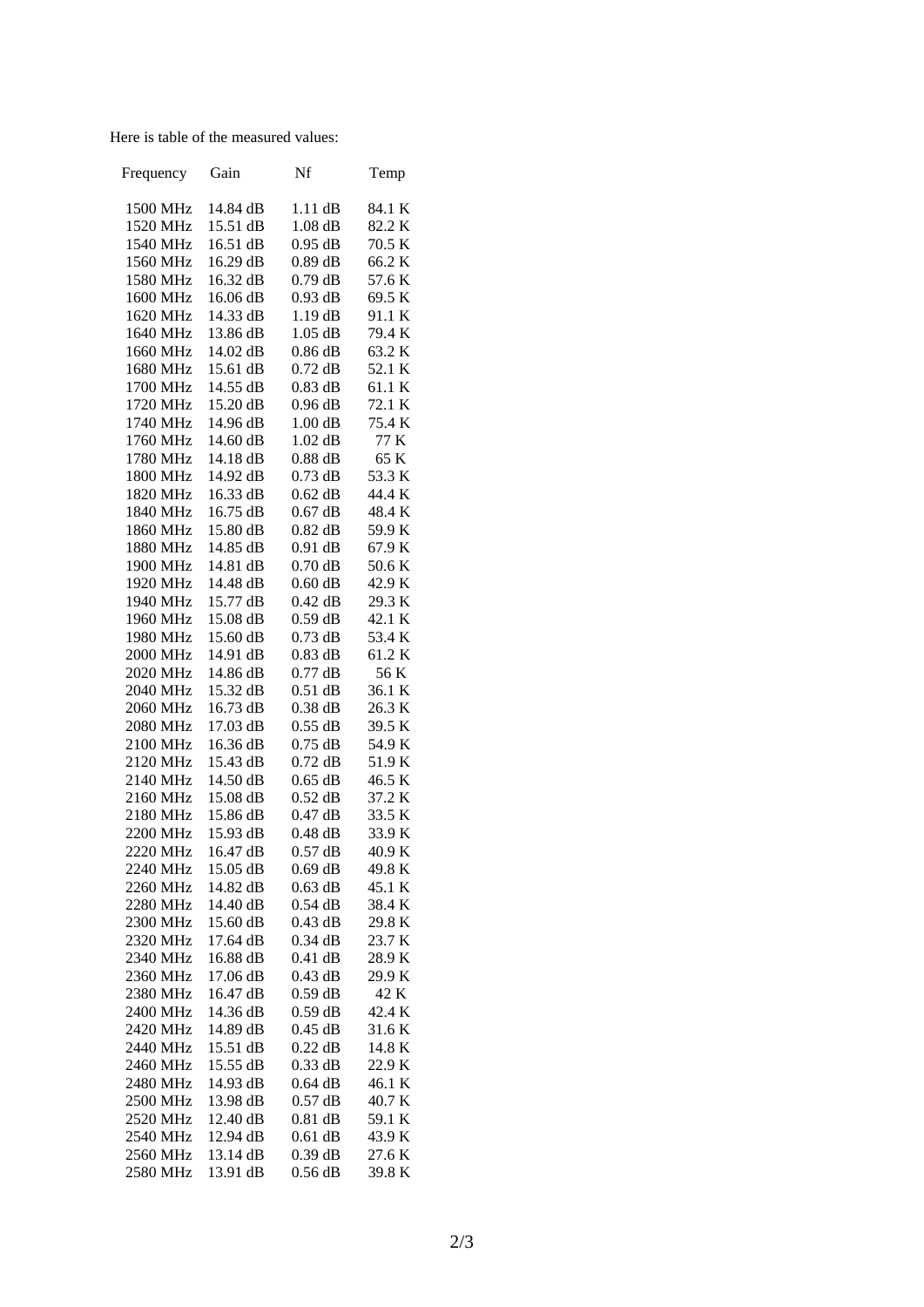Here is table of the measured values:

| Frequency | Gain | Nf | Temp |
|---|---|---|---|
| 1500 MHz | 14.84 dB | 1.11 dB | 84.1 K |
| 1520 MHz | 15.51 dB | 1.08 dB | 82.2 K |
| 1540 MHz | 16.51 dB | 0.95 dB | 70.5 K |
| 1560 MHz | 16.29 dB | 0.89 dB | 66.2 K |
| 1580 MHz | 16.32 dB | 0.79 dB | 57.6 K |
| 1600 MHz | 16.06 dB | 0.93 dB | 69.5 K |
| 1620 MHz | 14.33 dB | 1.19 dB | 91.1 K |
| 1640 MHz | 13.86 dB | 1.05 dB | 79.4 K |
| 1660 MHz | 14.02 dB | 0.86 dB | 63.2 K |
| 1680 MHz | 15.61 dB | 0.72 dB | 52.1 K |
| 1700 MHz | 14.55 dB | 0.83 dB | 61.1 K |
| 1720 MHz | 15.20 dB | 0.96 dB | 72.1 K |
| 1740 MHz | 14.96 dB | 1.00 dB | 75.4 K |
| 1760 MHz | 14.60 dB | 1.02 dB | 77 K |
| 1780 MHz | 14.18 dB | 0.88 dB | 65 K |
| 1800 MHz | 14.92 dB | 0.73 dB | 53.3 K |
| 1820 MHz | 16.33 dB | 0.62 dB | 44.4 K |
| 1840 MHz | 16.75 dB | 0.67 dB | 48.4 K |
| 1860 MHz | 15.80 dB | 0.82 dB | 59.9 K |
| 1880 MHz | 14.85 dB | 0.91 dB | 67.9 K |
| 1900 MHz | 14.81 dB | 0.70 dB | 50.6 K |
| 1920 MHz | 14.48 dB | 0.60 dB | 42.9 K |
| 1940 MHz | 15.77 dB | 0.42 dB | 29.3 K |
| 1960 MHz | 15.08 dB | 0.59 dB | 42.1 K |
| 1980 MHz | 15.60 dB | 0.73 dB | 53.4 K |
| 2000 MHz | 14.91 dB | 0.83 dB | 61.2 K |
| 2020 MHz | 14.86 dB | 0.77 dB | 56 K |
| 2040 MHz | 15.32 dB | 0.51 dB | 36.1 K |
| 2060 MHz | 16.73 dB | 0.38 dB | 26.3 K |
| 2080 MHz | 17.03 dB | 0.55 dB | 39.5 K |
| 2100 MHz | 16.36 dB | 0.75 dB | 54.9 K |
| 2120 MHz | 15.43 dB | 0.72 dB | 51.9 K |
| 2140 MHz | 14.50 dB | 0.65 dB | 46.5 K |
| 2160 MHz | 15.08 dB | 0.52 dB | 37.2 K |
| 2180 MHz | 15.86 dB | 0.47 dB | 33.5 K |
| 2200 MHz | 15.93 dB | 0.48 dB | 33.9 K |
| 2220 MHz | 16.47 dB | 0.57 dB | 40.9 K |
| 2240 MHz | 15.05 dB | 0.69 dB | 49.8 K |
| 2260 MHz | 14.82 dB | 0.63 dB | 45.1 K |
| 2280 MHz | 14.40 dB | 0.54 dB | 38.4 K |
| 2300 MHz | 15.60 dB | 0.43 dB | 29.8 K |
| 2320 MHz | 17.64 dB | 0.34 dB | 23.7 K |
| 2340 MHz | 16.88 dB | 0.41 dB | 28.9 K |
| 2360 MHz | 17.06 dB | 0.43 dB | 29.9 K |
| 2380 MHz | 16.47 dB | 0.59 dB | 42 K |
| 2400 MHz | 14.36 dB | 0.59 dB | 42.4 K |
| 2420 MHz | 14.89 dB | 0.45 dB | 31.6 K |
| 2440 MHz | 15.51 dB | 0.22 dB | 14.8 K |
| 2460 MHz | 15.55 dB | 0.33 dB | 22.9 K |
| 2480 MHz | 14.93 dB | 0.64 dB | 46.1 K |
| 2500 MHz | 13.98 dB | 0.57 dB | 40.7 K |
| 2520 MHz | 12.40 dB | 0.81 dB | 59.1 K |
| 2540 MHz | 12.94 dB | 0.61 dB | 43.9 K |
| 2560 MHz | 13.14 dB | 0.39 dB | 27.6 K |
| 2580 MHz | 13.91 dB | 0.56 dB | 39.8 K |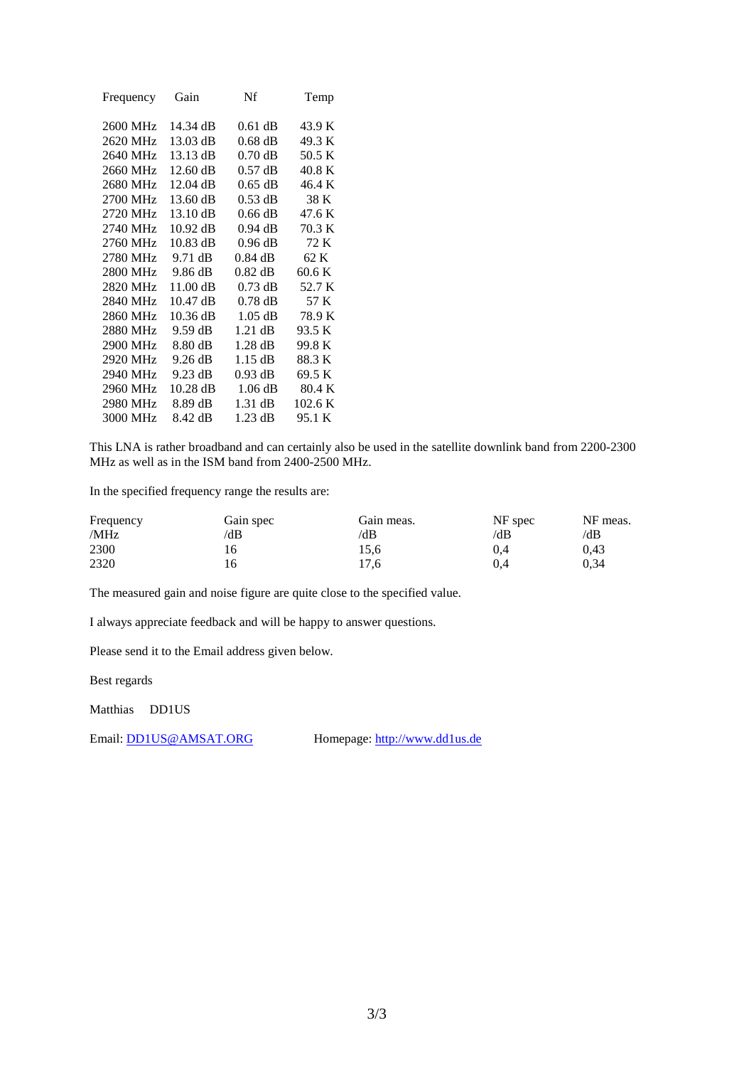| Frequency | Gain | Nf | Temp |
|---|---|---|---|
| 2600 MHz | 14.34 dB | 0.61 dB | 43.9 K |
| 2620 MHz | 13.03 dB | 0.68 dB | 49.3 K |
| 2640 MHz | 13.13 dB | 0.70 dB | 50.5 K |
| 2660 MHz | 12.60 dB | 0.57 dB | 40.8 K |
| 2680 MHz | 12.04 dB | 0.65 dB | 46.4 K |
| 2700 MHz | 13.60 dB | 0.53 dB | 38 K |
| 2720 MHz | 13.10 dB | 0.66 dB | 47.6 K |
| 2740 MHz | 10.92 dB | 0.94 dB | 70.3 K |
| 2760 MHz | 10.83 dB | 0.96 dB | 72 K |
| 2780 MHz | 9.71 dB | 0.84 dB | 62 K |
| 2800 MHz | 9.86 dB | 0.82 dB | 60.6 K |
| 2820 MHz | 11.00 dB | 0.73 dB | 52.7 K |
| 2840 MHz | 10.47 dB | 0.78 dB | 57 K |
| 2860 MHz | 10.36 dB | 1.05 dB | 78.9 K |
| 2880 MHz | 9.59 dB | 1.21 dB | 93.5 K |
| 2900 MHz | 8.80 dB | 1.28 dB | 99.8 K |
| 2920 MHz | 9.26 dB | 1.15 dB | 88.3 K |
| 2940 MHz | 9.23 dB | 0.93 dB | 69.5 K |
| 2960 MHz | 10.28 dB | 1.06 dB | 80.4 K |
| 2980 MHz | 8.89 dB | 1.31 dB | 102.6 K |
| 3000 MHz | 8.42 dB | 1.23 dB | 95.1 K |

This LNA is rather broadband and can certainly also be used in the satellite downlink band from 2200-2300 MHz as well as in the ISM band from 2400-2500 MHz.

In the specified frequency range the results are:

| Frequency /MHz | Gain spec /dB | Gain meas. /dB | NF spec /dB | NF meas. /dB |
|---|---|---|---|---|
| 2300 | 16 | 15,6 | 0,4 | 0,43 |
| 2320 | 16 | 17,6 | 0,4 | 0,34 |

The measured gain and noise figure are quite close to the specified value.

I always appreciate feedback and will be happy to answer questions.

Please send it to the Email address given below.

Best regards

Matthias DD1US

Email: DD1US@AMSAT.ORG Homepage: http://www.dd1us.de